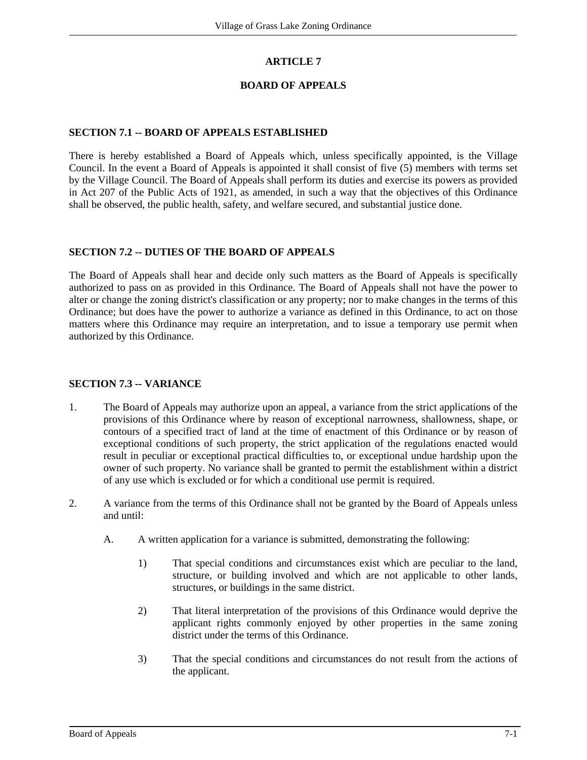# ARTICLE 7

## BOARD OF APPEALS

### SECTION 7.1 -- BOARD OF APPEALS ESTABLISHED

There is hereby established a Board of Appeals which, unless specifically appointed, is the Village Council. In the event a Board of Appeals is appointed it shall consist of five (5) members with terms set by the Village Council. The Board of Appeals shall perform its duties and exercise its powers as provided in Act 207 of the Public Acts of 1921, as amended, in such a way that the objectives of this Ordinance shall be observed, the public health, safety, and welfare secured, and substantial justice done.

### SECTION 7.2 -- DUTIES OF THE BOARD OF APPEALS

The Board of Appeals shall hear and decide only such matters as the Board of Appeals is specifically authorized to pass on as provided in this Ordinance. The Board of Appeals shall not have the power to alter or change the zoning district's classification or any property; nor to make changes in the terms of this Ordinance; but does have the power to authorize a variance as defined in this Ordinance, to act on those matters where this Ordinance may require an interpretation, and to issue a temporary use permit when authorized by this Ordinance.

### SECTION 7.3 -- VARIANCE

1. The Board of Appeals may authorize upon an appeal, a variance from the strict applications of the provisions of this Ordinance where by reason of exceptional narrowness, shallowness, shape, or contours of a specified tract of land at the time of enactment of this Ordinance or by reason of exceptional conditions of such property, the strict application of the regulations enacted would result in peculiar or exceptional practical difficulties to, or exceptional undue hardship upon the owner of such property. No variance shall be granted to permit the establishment within a district of any use which is excluded or for which a conditional use permit is required.

2. A variance from the terms of this Ordinance shall not be granted by the Board of Appeals unless and until:

   A. A written application for a variance is submitted, demonstrating the following:

      1) That special conditions and circumstances exist which are peculiar to the land, structure, or building involved and which are not applicable to other lands, structures, or buildings in the same district.

      2) That literal interpretation of the provisions of this Ordinance would deprive the applicant rights commonly enjoyed by other properties in the same zoning district under the terms of this Ordinance.

      3) That the special conditions and circumstances do not result from the actions of the applicant.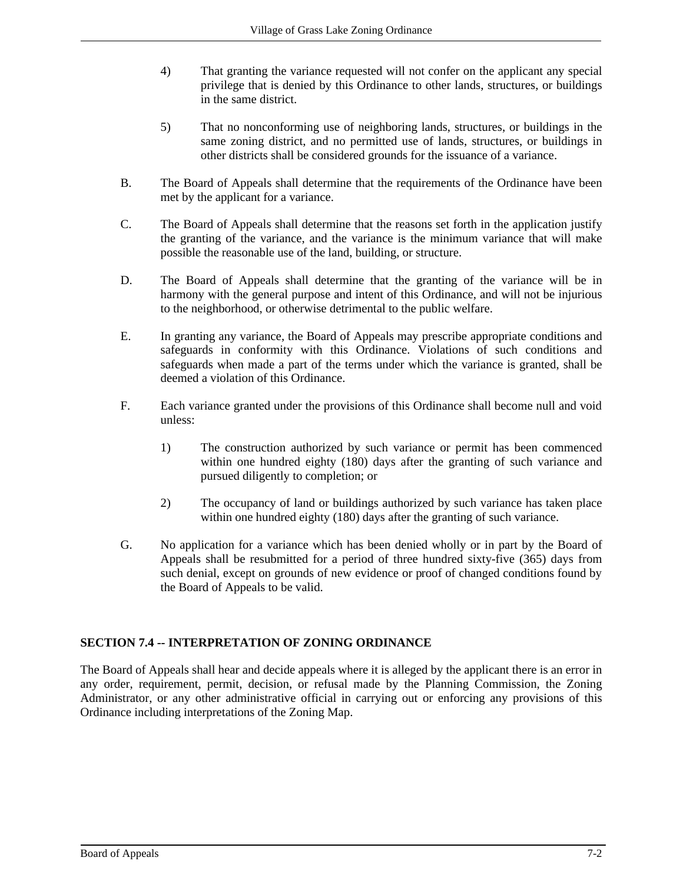4) That granting the variance requested will not confer on the applicant any special privilege that is denied by this Ordinance to other lands, structures, or buildings in the same district.

5) That no nonconforming use of neighboring lands, structures, or buildings in the same zoning district, and no permitted use of lands, structures, or buildings in other districts shall be considered grounds for the issuance of a variance.

B. The Board of Appeals shall determine that the requirements of the Ordinance have been met by the applicant for a variance.

C. The Board of Appeals shall determine that the reasons set forth in the application justify the granting of the variance, and the variance is the minimum variance that will make possible the reasonable use of the land, building, or structure.

D. The Board of Appeals shall determine that the granting of the variance will be in harmony with the general purpose and intent of this Ordinance, and will not be injurious to the neighborhood, or otherwise detrimental to the public welfare.

E. In granting any variance, the Board of Appeals may prescribe appropriate conditions and safeguards in conformity with this Ordinance. Violations of such conditions and safeguards when made a part of the terms under which the variance is granted, shall be deemed a violation of this Ordinance.

F. Each variance granted under the provisions of this Ordinance shall become null and void unless:

1) The construction authorized by such variance or permit has been commenced within one hundred eighty (180) days after the granting of such variance and pursued diligently to completion; or

2) The occupancy of land or buildings authorized by such variance has taken place within one hundred eighty (180) days after the granting of such variance.

G. No application for a variance which has been denied wholly or in part by the Board of Appeals shall be resubmitted for a period of three hundred sixty-five (365) days from such denial, except on grounds of new evidence or proof of changed conditions found by the Board of Appeals to be valid.

**SECTION 7.4 -- INTERPRETATION OF ZONING ORDINANCE**

The Board of Appeals shall hear and decide appeals where it is alleged by the applicant there is an error in any order, requirement, permit, decision, or refusal made by the Planning Commission, the Zoning Administrator, or any other administrative official in carrying out or enforcing any provisions of this Ordinance including interpretations of the Zoning Map.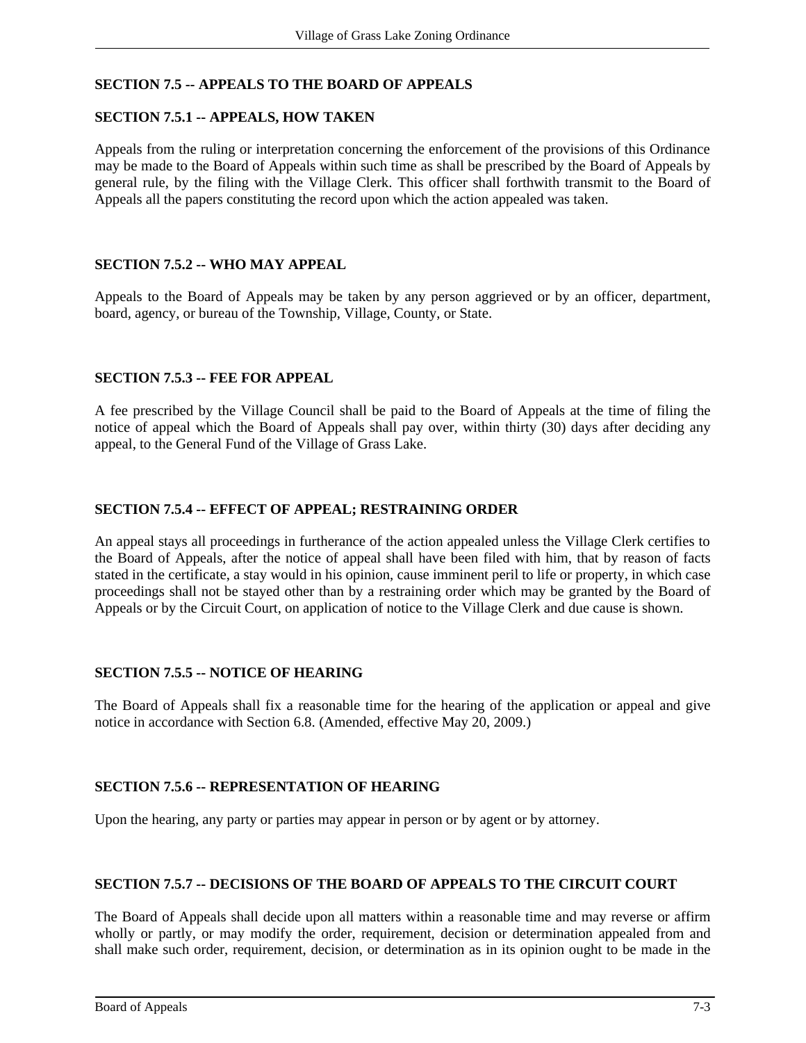## SECTION 7.5 -- APPEALS TO THE BOARD OF APPEALS

### SECTION 7.5.1 -- APPEALS, HOW TAKEN

Appeals from the ruling or interpretation concerning the enforcement of the provisions of this Ordinance may be made to the Board of Appeals within such time as shall be prescribed by the Board of Appeals by general rule, by the filing with the Village Clerk. This officer shall forthwith transmit to the Board of Appeals all the papers constituting the record upon which the action appealed was taken.

### SECTION 7.5.2 -- WHO MAY APPEAL

Appeals to the Board of Appeals may be taken by any person aggrieved or by an officer, department, board, agency, or bureau of the Township, Village, County, or State.

### SECTION 7.5.3 -- FEE FOR APPEAL

A fee prescribed by the Village Council shall be paid to the Board of Appeals at the time of filing the notice of appeal which the Board of Appeals shall pay over, within thirty (30) days after deciding any appeal, to the General Fund of the Village of Grass Lake.

### SECTION 7.5.4 -- EFFECT OF APPEAL; RESTRAINING ORDER

An appeal stays all proceedings in furtherance of the action appealed unless the Village Clerk certifies to the Board of Appeals, after the notice of appeal shall have been filed with him, that by reason of facts stated in the certificate, a stay would in his opinion, cause imminent peril to life or property, in which case proceedings shall not be stayed other than by a restraining order which may be granted by the Board of Appeals or by the Circuit Court, on application of notice to the Village Clerk and due cause is shown.

### SECTION 7.5.5 -- NOTICE OF HEARING

The Board of Appeals shall fix a reasonable time for the hearing of the application or appeal and give notice in accordance with Section 6.8. (Amended, effective May 20, 2009.)

### SECTION 7.5.6 -- REPRESENTATION OF HEARING

Upon the hearing, any party or parties may appear in person or by agent or by attorney.

### SECTION 7.5.7 -- DECISIONS OF THE BOARD OF APPEALS TO THE CIRCUIT COURT

The Board of Appeals shall decide upon all matters within a reasonable time and may reverse or affirm wholly or partly, or may modify the order, requirement, decision or determination appealed from and shall make such order, requirement, decision, or determination as in its opinion ought to be made in the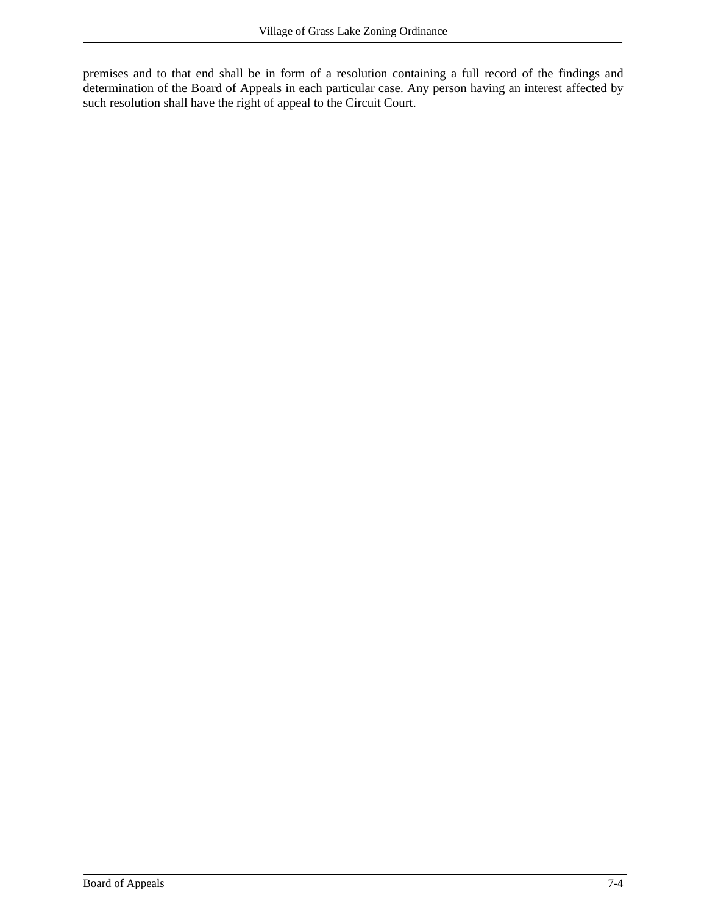premises and to that end shall be in form of a resolution containing a full record of the findings and determination of the Board of Appeals in each particular case. Any person having an interest affected by such resolution shall have the right of appeal to the Circuit Court.